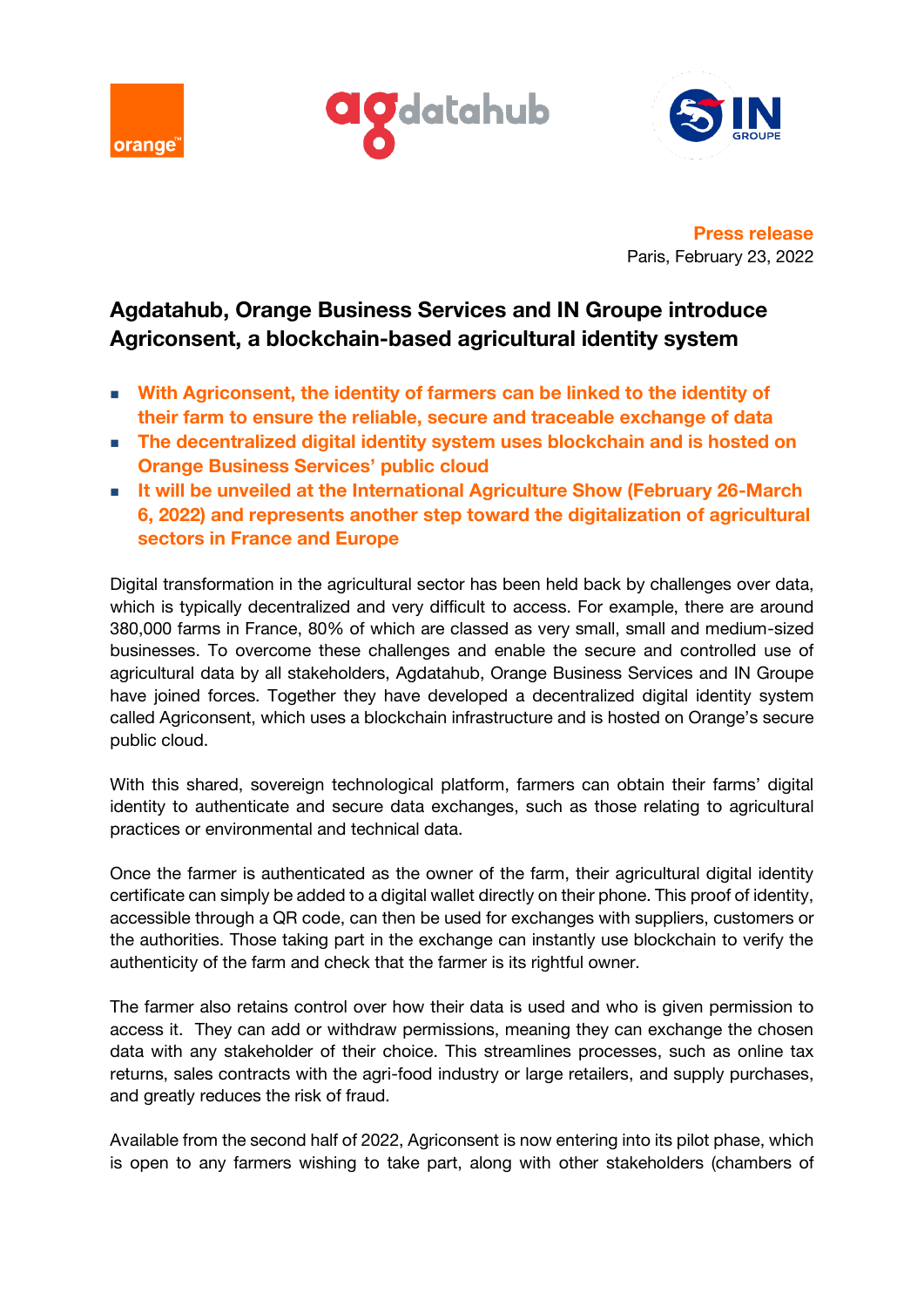**Press release**
Paris, February 23, 2022

# Agdatahub, Orange Business Services and IN Groupe introduce Agriconsent, a blockchain-based agricultural identity system

- **With Agriconsent, the identity of farmers can be linked to the identity of their farm to ensure the reliable, secure and traceable exchange of data**
- **The decentralized digital identity system uses blockchain and is hosted on Orange Business Services' public cloud**
- **It will be unveiled at the International Agriculture Show (February 26-March 6, 2022) and represents another step toward the digitalization of agricultural sectors in France and Europe**

Digital transformation in the agricultural sector has been held back by challenges over data, which is typically decentralized and very difficult to access. For example, there are around 380,000 farms in France, 80% of which are classed as very small, small and medium-sized businesses. To overcome these challenges and enable the secure and controlled use of agricultural data by all stakeholders, Agdatahub, Orange Business Services and IN Groupe have joined forces. Together they have developed a decentralized digital identity system called Agriconsent, which uses a blockchain infrastructure and is hosted on Orange's secure public cloud.

With this shared, sovereign technological platform, farmers can obtain their farms' digital identity to authenticate and secure data exchanges, such as those relating to agricultural practices or environmental and technical data.

Once the farmer is authenticated as the owner of the farm, their agricultural digital identity certificate can simply be added to a digital wallet directly on their phone. This proof of identity, accessible through a QR code, can then be used for exchanges with suppliers, customers or the authorities. Those taking part in the exchange can instantly use blockchain to verify the authenticity of the farm and check that the farmer is its rightful owner.

The farmer also retains control over how their data is used and who is given permission to access it. They can add or withdraw permissions, meaning they can exchange the chosen data with any stakeholder of their choice. This streamlines processes, such as online tax returns, sales contracts with the agri-food industry or large retailers, and supply purchases, and greatly reduces the risk of fraud.

Available from the second half of 2022, Agriconsent is now entering into its pilot phase, which is open to any farmers wishing to take part, along with other stakeholders (chambers of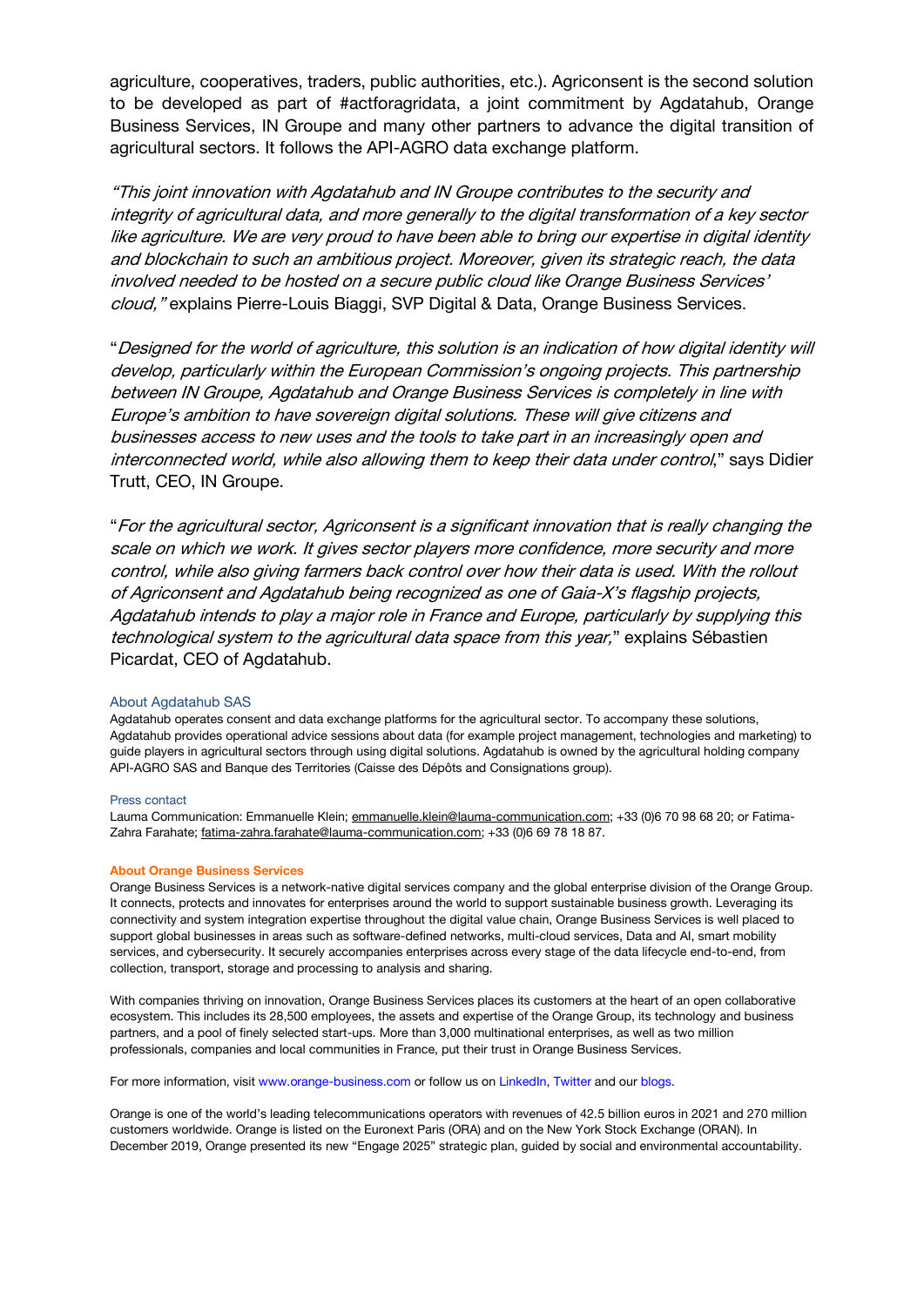agriculture, cooperatives, traders, public authorities, etc.). Agriconsent is the second solution to be developed as part of #actforagridata, a joint commitment by Agdatahub, Orange Business Services, IN Groupe and many other partners to advance the digital transition of agricultural sectors. It follows the API-AGRO data exchange platform.

*"This joint innovation with Agdatahub and IN Groupe contributes to the security and integrity of agricultural data, and more generally to the digital transformation of a key sector like agriculture. We are very proud to have been able to bring our expertise in digital identity and blockchain to such an ambitious project. Moreover, given its strategic reach, the data involved needed to be hosted on a secure public cloud like Orange Business Services' cloud,"* explains Pierre-Louis Biaggi, SVP Digital & Data, Orange Business Services.

"*Designed for the world of agriculture, this solution is an indication of how digital identity will develop, particularly within the European Commission's ongoing projects. This partnership between IN Groupe, Agdatahub and Orange Business Services is completely in line with Europe's ambition to have sovereign digital solutions. These will give citizens and businesses access to new uses and the tools to take part in an increasingly open and interconnected world, while also allowing them to keep their data under control*," says Didier Trutt, CEO, IN Groupe.

"*For the agricultural sector, Agriconsent is a significant innovation that is really changing the scale on which we work. It gives sector players more confidence, more security and more control, while also giving farmers back control over how their data is used. With the rollout of Agriconsent and Agdatahub being recognized as one of Gaia-X's flagship projects, Agdatahub intends to play a major role in France and Europe, particularly by supplying this technological system to the agricultural data space from this year,*" explains Sébastien Picardat, CEO of Agdatahub.

### About Agdatahub SAS

Agdatahub operates consent and data exchange platforms for the agricultural sector. To accompany these solutions, Agdatahub provides operational advice sessions about data (for example project management, technologies and marketing) to guide players in agricultural sectors through using digital solutions. Agdatahub is owned by the agricultural holding company API-AGRO SAS and Banque des Territories (Caisse des Dépôts and Consignations group).

### Press contact

Lauma Communication: Emmanuelle Klein; emmanuelle.klein@lauma-communication.com; +33 (0)6 70 98 68 20; or Fatima-Zahra Farahate; fatima-zahra.farahate@lauma-communication.com; +33 (0)6 69 78 18 87.

### About Orange Business Services

Orange Business Services is a network-native digital services company and the global enterprise division of the Orange Group. It connects, protects and innovates for enterprises around the world to support sustainable business growth. Leveraging its connectivity and system integration expertise throughout the digital value chain, Orange Business Services is well placed to support global businesses in areas such as software-defined networks, multi-cloud services, Data and AI, smart mobility services, and cybersecurity. It securely accompanies enterprises across every stage of the data lifecycle end-to-end, from collection, transport, storage and processing to analysis and sharing.

With companies thriving on innovation, Orange Business Services places its customers at the heart of an open collaborative ecosystem. This includes its 28,500 employees, the assets and expertise of the Orange Group, its technology and business partners, and a pool of finely selected start-ups. More than 3,000 multinational enterprises, as well as two million professionals, companies and local communities in France, put their trust in Orange Business Services.

For more information, visit www.orange-business.com or follow us on LinkedIn, Twitter and our blogs.

Orange is one of the world's leading telecommunications operators with revenues of 42.5 billion euros in 2021 and 270 million customers worldwide. Orange is listed on the Euronext Paris (ORA) and on the New York Stock Exchange (ORAN). In December 2019, Orange presented its new "Engage 2025" strategic plan, guided by social and environmental accountability.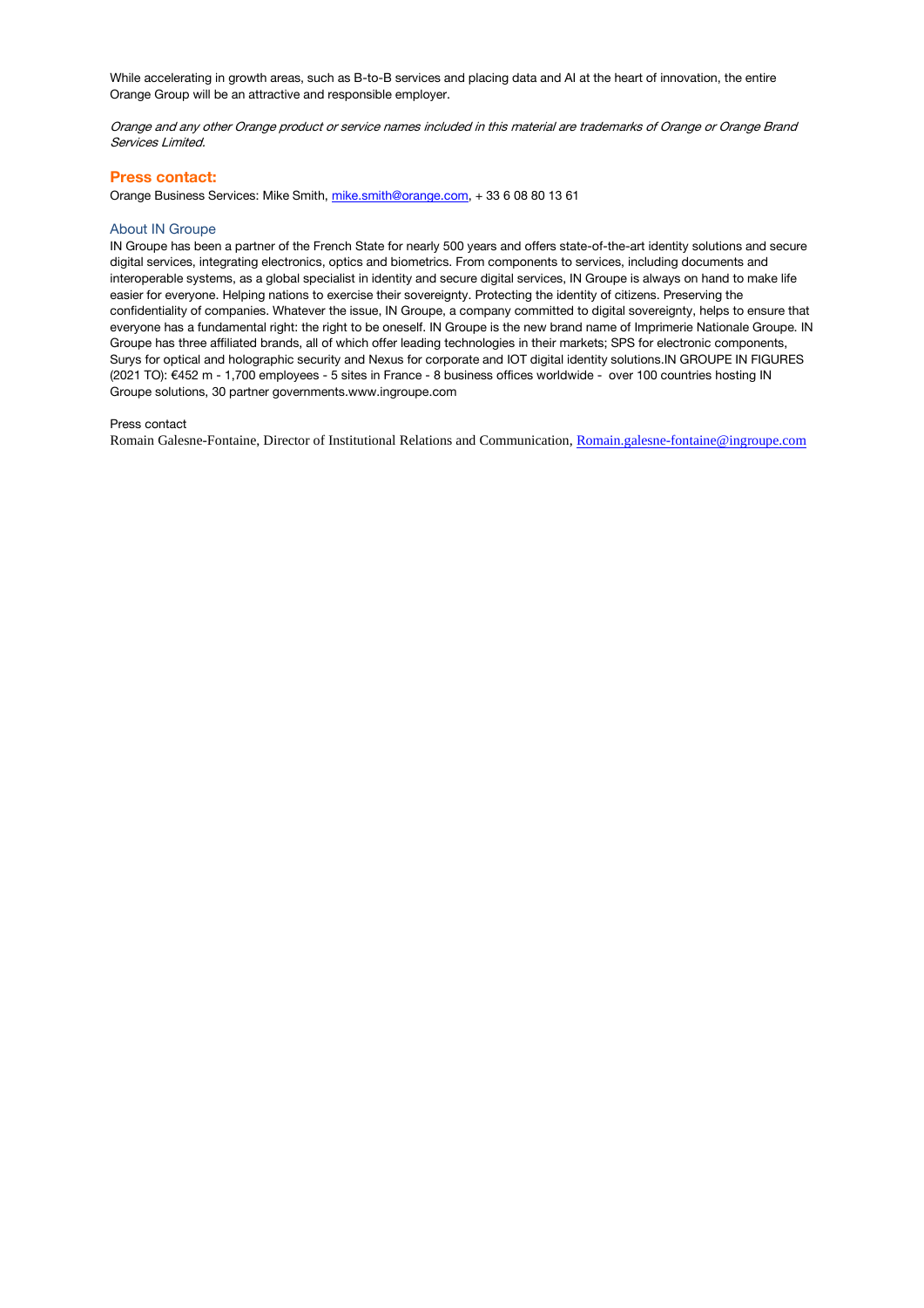While accelerating in growth areas, such as B-to-B services and placing data and AI at the heart of innovation, the entire Orange Group will be an attractive and responsible employer.

*Orange and any other Orange product or service names included in this material are trademarks of Orange or Orange Brand Services Limited.*

## Press contact:

Orange Business Services: Mike Smith, mike.smith@orange.com, + 33 6 08 80 13 61

### About IN Groupe

IN Groupe has been a partner of the French State for nearly 500 years and offers state-of-the-art identity solutions and secure digital services, integrating electronics, optics and biometrics. From components to services, including documents and interoperable systems, as a global specialist in identity and secure digital services, IN Groupe is always on hand to make life easier for everyone. Helping nations to exercise their sovereignty. Protecting the identity of citizens. Preserving the confidentiality of companies. Whatever the issue, IN Groupe, a company committed to digital sovereignty, helps to ensure that everyone has a fundamental right: the right to be oneself. IN Groupe is the new brand name of Imprimerie Nationale Groupe. IN Groupe has three affiliated brands, all of which offer leading technologies in their markets; SPS for electronic components, Surys for optical and holographic security and Nexus for corporate and IOT digital identity solutions.IN GROUPE IN FIGURES (2021 TO): €452 m - 1,700 employees - 5 sites in France - 8 business offices worldwide - over 100 countries hosting IN Groupe solutions, 30 partner governments.www.ingroupe.com

Press contact

Romain Galesne-Fontaine, Director of Institutional Relations and Communication, Romain.galesne-fontaine@ingroupe.com